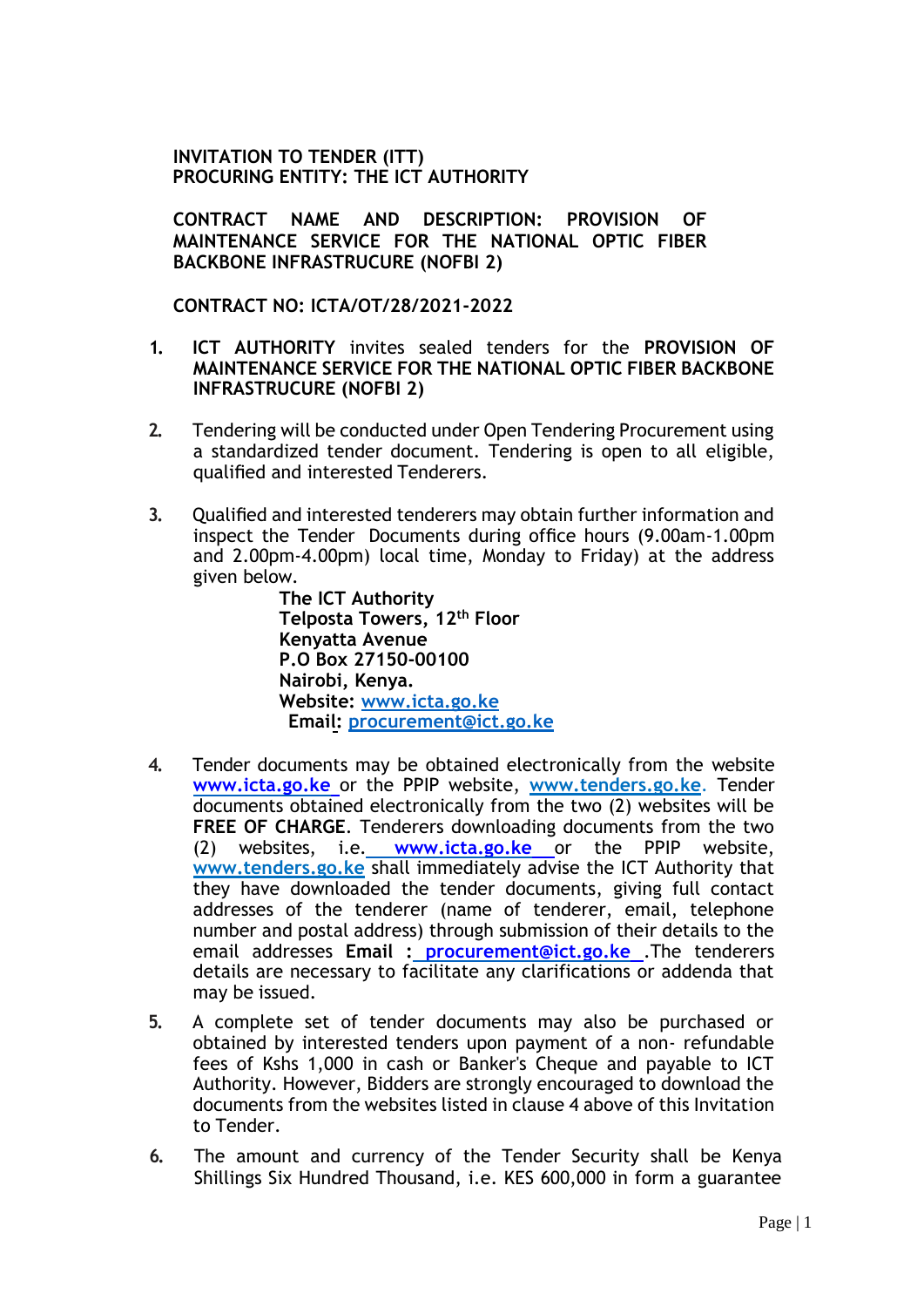**INVITATION TO TENDER (ITT)**
**PROCURING ENTITY: THE ICT AUTHORITY**

**CONTRACT NAME AND DESCRIPTION: PROVISION OF MAINTENANCE SERVICE FOR THE NATIONAL OPTIC FIBER BACKBONE INFRASTRUCURE (NOFBI 2)**

**CONTRACT NO: ICTA/OT/28/2021-2022**

1. **ICT AUTHORITY** invites sealed tenders for the **PROVISION OF MAINTENANCE SERVICE FOR THE NATIONAL OPTIC FIBER BACKBONE INFRASTRUCURE (NOFBI 2)**

2. Tendering will be conducted under Open Tendering Procurement using a standardized tender document. Tendering is open to all eligible, qualified and interested Tenderers.

3. Qualified and interested tenderers may obtain further information and inspect the Tender Documents during office hours (9.00am-1.00pm and 2.00pm-4.00pm) local time, Monday to Friday) at the address given below.

   **The ICT Authority**
   **Telposta Towers, 12th Floor**
   **Kenyatta Avenue**
   **P.O Box 27150-00100**
   **Nairobi, Kenya.**
   **Website: www.icta.go.ke**
   **Email: procurement@ict.go.ke**

4. Tender documents may be obtained electronically from the website **www.icta.go.ke** or the PPIP website, **www.tenders.go.ke**. Tender documents obtained electronically from the two (2) websites will be **FREE OF CHARGE**. Tenderers downloading documents from the two (2) websites, i.e. **www.icta.go.ke** or the PPIP website, **www.tenders.go.ke** shall immediately advise the ICT Authority that they have downloaded the tender documents, giving full contact addresses of the tenderer (name of tenderer, email, telephone number and postal address) through submission of their details to the email addresses **Email : procurement@ict.go.ke** .The tenderers details are necessary to facilitate any clarifications or addenda that may be issued.

5. A complete set of tender documents may also be purchased or obtained by interested tenders upon payment of a non- refundable fees of Kshs 1,000 in cash or Banker's Cheque and payable to ICT Authority. However, Bidders are strongly encouraged to download the documents from the websites listed in clause 4 above of this Invitation to Tender.

6. The amount and currency of the Tender Security shall be Kenya Shillings Six Hundred Thousand, i.e. KES 600,000 in form a guarantee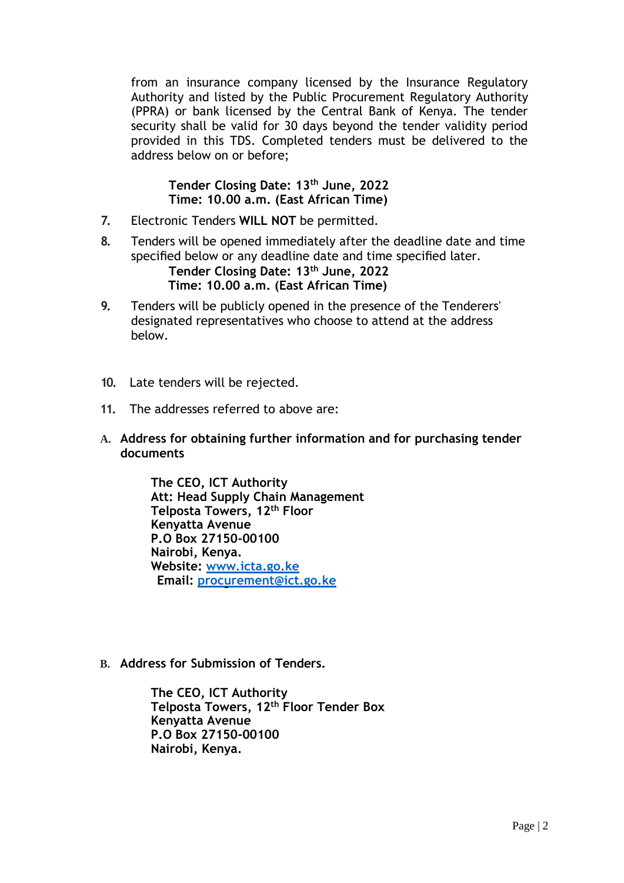from an insurance company licensed by the Insurance Regulatory Authority and listed by the Public Procurement Regulatory Authority (PPRA) or bank licensed by the Central Bank of Kenya. The tender security shall be valid for 30 days beyond the tender validity period provided in this TDS. Completed tenders must be delivered to the address below on or before;

**Tender Closing Date: 13th June, 2022**
**Time: 10.00 a.m. (East African Time)**

7. Electronic Tenders **WILL NOT** be permitted.

8. Tenders will be opened immediately after the deadline date and time specified below or any deadline date and time specified later.
   **Tender Closing Date: 13th June, 2022**
   **Time: 10.00 a.m. (East African Time)**

9. Tenders will be publicly opened in the presence of the Tenderers' designated representatives who choose to attend at the address below.

10. Late tenders will be rejected.

11. The addresses referred to above are:

**A. Address for obtaining further information and for purchasing tender documents**

**The CEO, ICT Authority**
**Att: Head Supply Chain Management**
**Telposta Towers, 12th Floor**
**Kenyatta Avenue**
**P.O Box 27150-00100**
**Nairobi, Kenya.**
**Website: www.icta.go.ke**
**Email: procurement@ict.go.ke**

**B. Address for Submission of Tenders.**

**The CEO, ICT Authority**
**Telposta Towers, 12th Floor Tender Box**
**Kenyatta Avenue**
**P.O Box 27150-00100**
**Nairobi, Kenya.**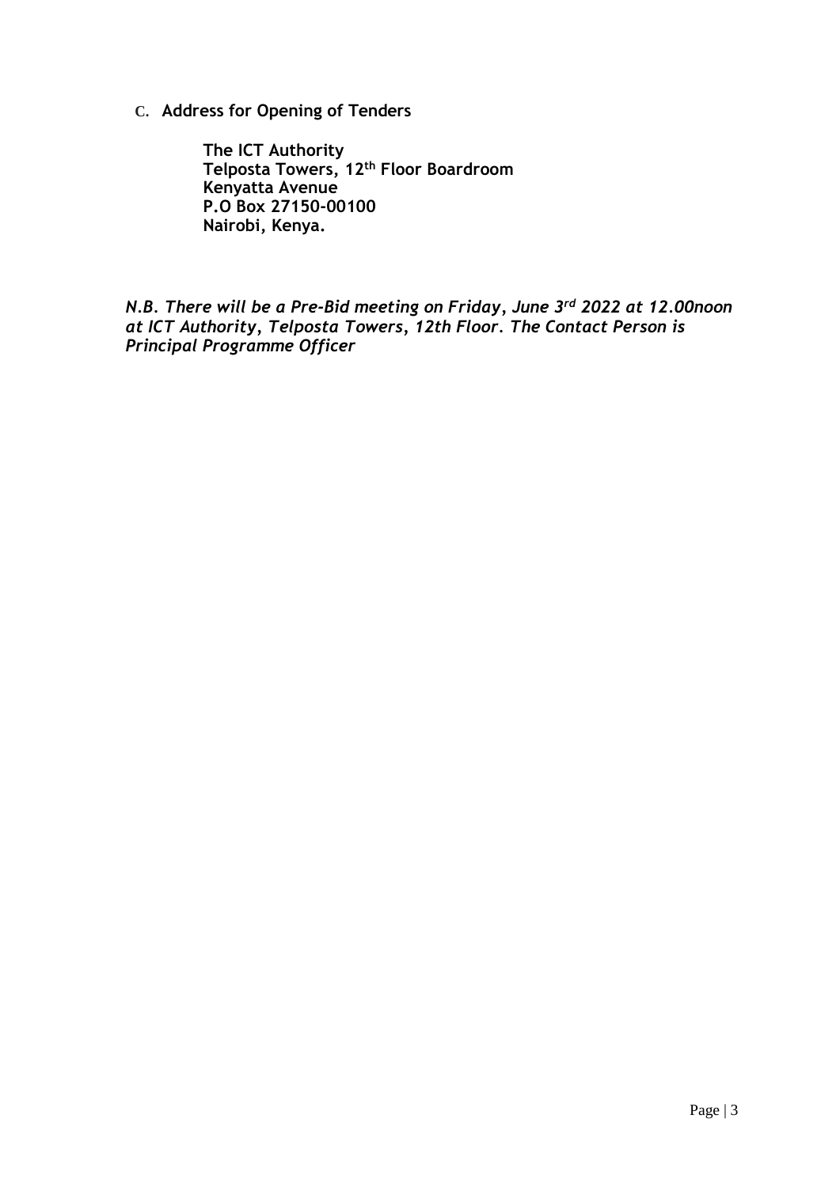C. **Address for Opening of Tenders**

**The ICT Authority**
**Telposta Towers, 12th Floor Boardroom**
**Kenyatta Avenue**
**P.O Box 27150-00100**
**Nairobi, Kenya.**

***N.B. There will be a Pre-Bid meeting on Friday, June 3rd 2022 at 12.00noon at ICT Authority, Telposta Towers, 12th Floor. The Contact Person is Principal Programme Officer***